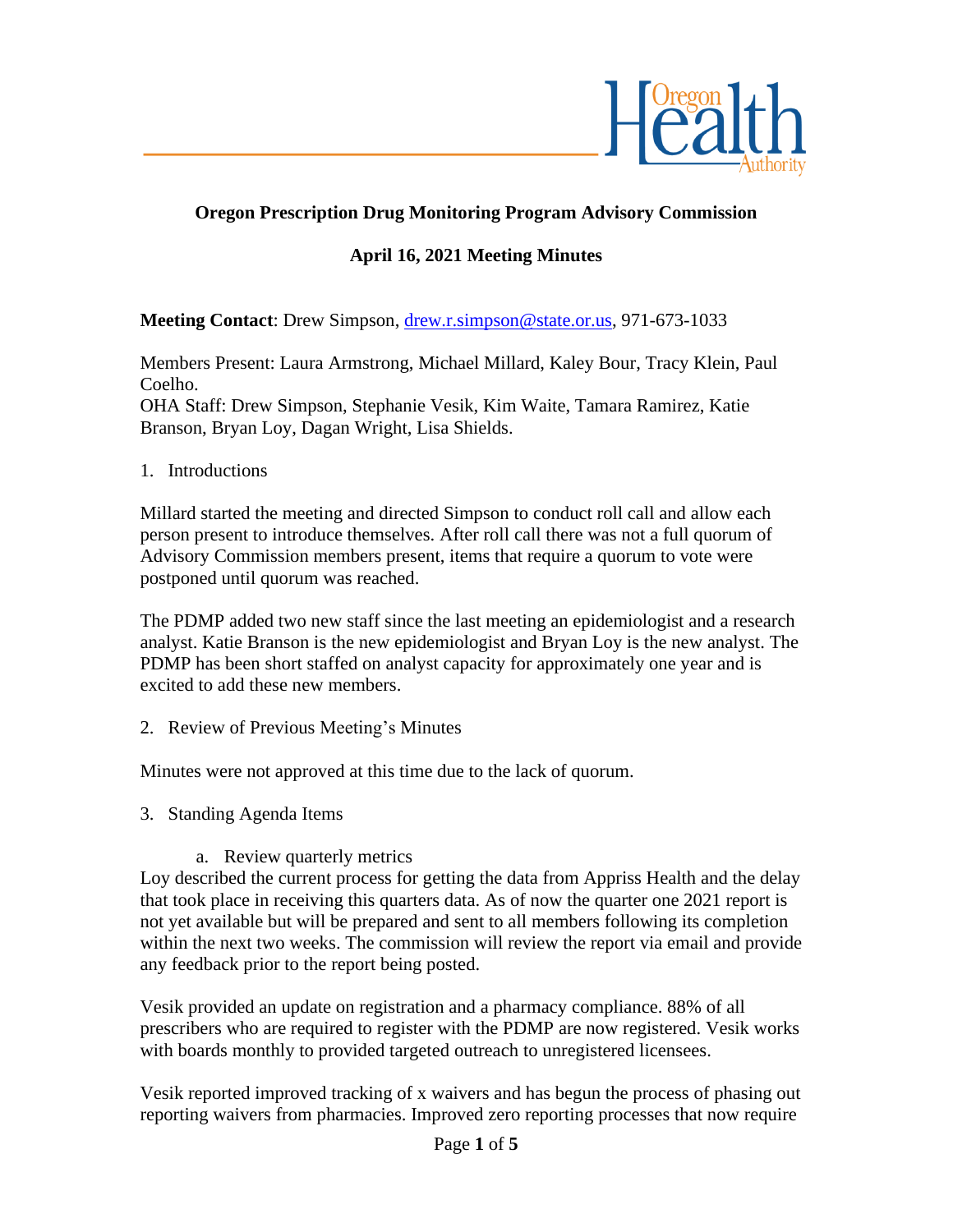**Oregon Prescription Drug Monitoring Program Advisory Commission**

**April 16, 2021 Meeting Minutes**

**Meeting Contact**: Drew Simpson, drew.r.simpson@state.or.us, 971-673-1033

Members Present: Laura Armstrong, Michael Millard, Kaley Bour, Tracy Klein, Paul Coelho.
OHA Staff: Drew Simpson, Stephanie Vesik, Kim Waite, Tamara Ramirez, Katie Branson, Bryan Loy, Dagan Wright, Lisa Shields.

1. Introductions

Millard started the meeting and directed Simpson to conduct roll call and allow each person present to introduce themselves. After roll call there was not a full quorum of Advisory Commission members present, items that require a quorum to vote were postponed until quorum was reached.

The PDMP added two new staff since the last meeting an epidemiologist and a research analyst. Katie Branson is the new epidemiologist and Bryan Loy is the new analyst. The PDMP has been short staffed on analyst capacity for approximately one year and is excited to add these new members.

2. Review of Previous Meeting's Minutes

Minutes were not approved at this time due to the lack of quorum.

3. Standing Agenda Items

   a. Review quarterly metrics

Loy described the current process for getting the data from Appriss Health and the delay that took place in receiving this quarters data. As of now the quarter one 2021 report is not yet available but will be prepared and sent to all members following its completion within the next two weeks. The commission will review the report via email and provide any feedback prior to the report being posted.

Vesik provided an update on registration and a pharmacy compliance. 88% of all prescribers who are required to register with the PDMP are now registered. Vesik works with boards monthly to provided targeted outreach to unregistered licensees.

Vesik reported improved tracking of x waivers and has begun the process of phasing out reporting waivers from pharmacies. Improved zero reporting processes that now require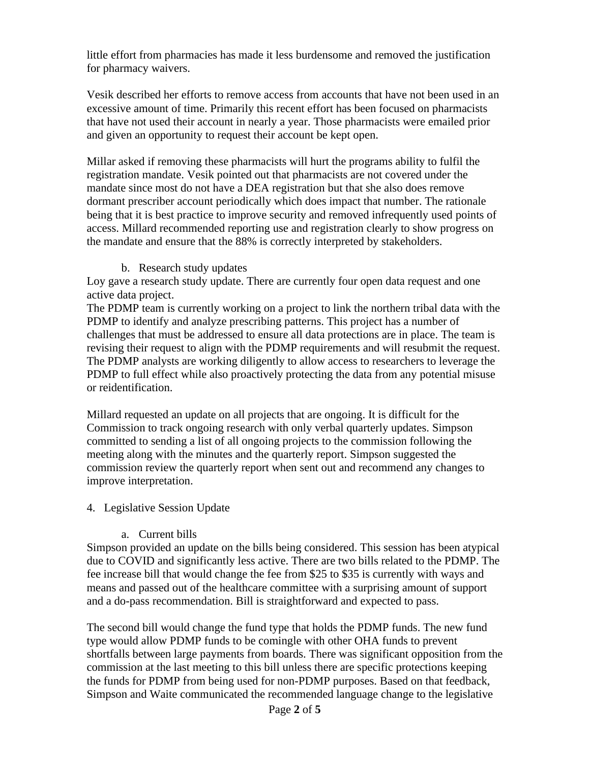little effort from pharmacies has made it less burdensome and removed the justification for pharmacy waivers.

Vesik described her efforts to remove access from accounts that have not been used in an excessive amount of time. Primarily this recent effort has been focused on pharmacists that have not used their account in nearly a year. Those pharmacists were emailed prior and given an opportunity to request their account be kept open.

Millar asked if removing these pharmacists will hurt the programs ability to fulfil the registration mandate. Vesik pointed out that pharmacists are not covered under the mandate since most do not have a DEA registration but that she also does remove dormant prescriber account periodically which does impact that number. The rationale being that it is best practice to improve security and removed infrequently used points of access. Millard recommended reporting use and registration clearly to show progress on the mandate and ensure that the 88% is correctly interpreted by stakeholders.

b. Research study updates

Loy gave a research study update. There are currently four open data request and one active data project.

The PDMP team is currently working on a project to link the northern tribal data with the PDMP to identify and analyze prescribing patterns. This project has a number of challenges that must be addressed to ensure all data protections are in place. The team is revising their request to align with the PDMP requirements and will resubmit the request. The PDMP analysts are working diligently to allow access to researchers to leverage the PDMP to full effect while also proactively protecting the data from any potential misuse or reidentification.

Millard requested an update on all projects that are ongoing. It is difficult for the Commission to track ongoing research with only verbal quarterly updates. Simpson committed to sending a list of all ongoing projects to the commission following the meeting along with the minutes and the quarterly report. Simpson suggested the commission review the quarterly report when sent out and recommend any changes to improve interpretation.

4. Legislative Session Update

a. Current bills

Simpson provided an update on the bills being considered. This session has been atypical due to COVID and significantly less active. There are two bills related to the PDMP. The fee increase bill that would change the fee from $25 to $35 is currently with ways and means and passed out of the healthcare committee with a surprising amount of support and a do-pass recommendation. Bill is straightforward and expected to pass.

The second bill would change the fund type that holds the PDMP funds. The new fund type would allow PDMP funds to be comingle with other OHA funds to prevent shortfalls between large payments from boards. There was significant opposition from the commission at the last meeting to this bill unless there are specific protections keeping the funds for PDMP from being used for non-PDMP purposes. Based on that feedback, Simpson and Waite communicated the recommended language change to the legislative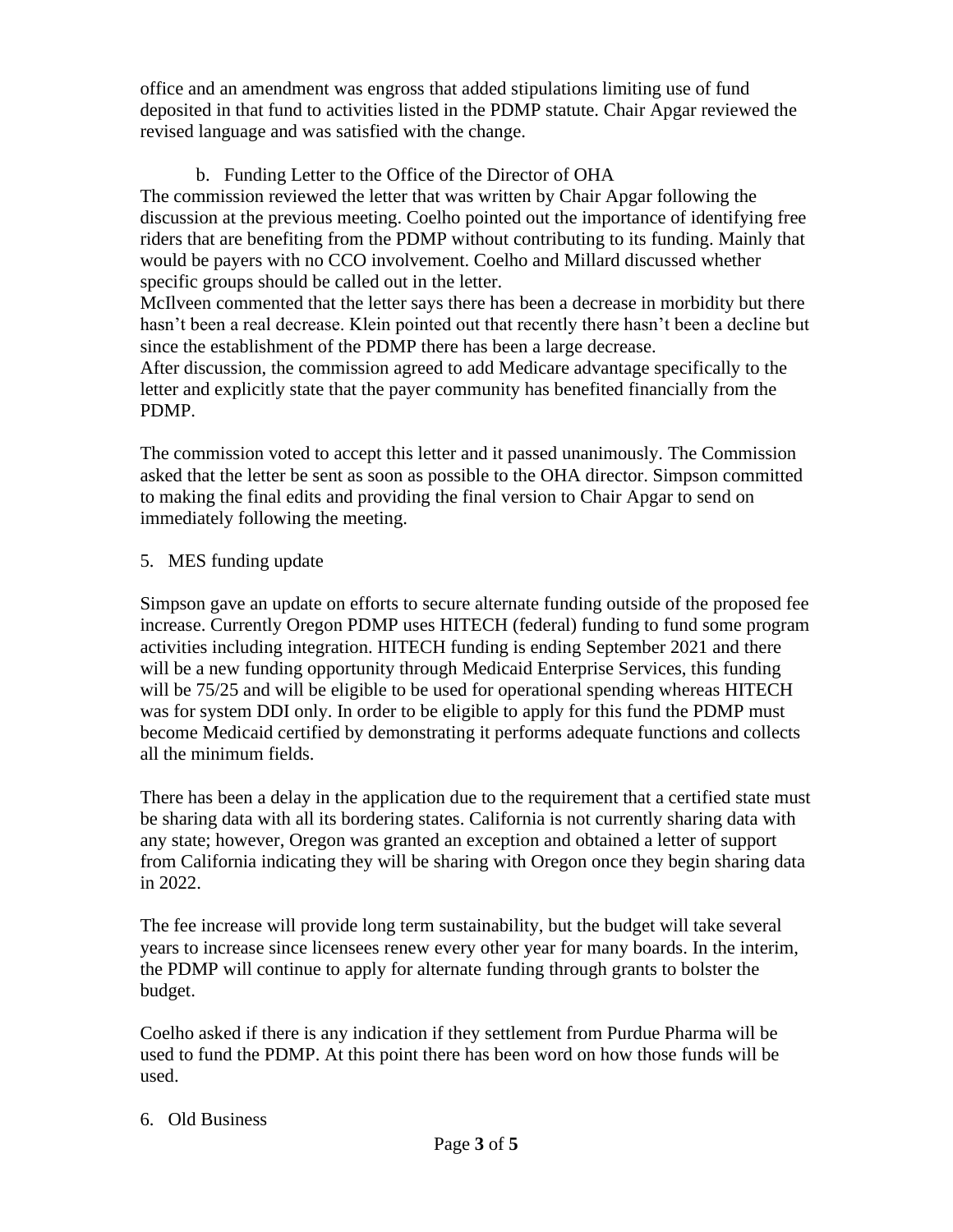office and an amendment was engross that added stipulations limiting use of fund deposited in that fund to activities listed in the PDMP statute. Chair Apgar reviewed the revised language and was satisfied with the change.

b. Funding Letter to the Office of the Director of OHA

The commission reviewed the letter that was written by Chair Apgar following the discussion at the previous meeting. Coelho pointed out the importance of identifying free riders that are benefiting from the PDMP without contributing to its funding. Mainly that would be payers with no CCO involvement. Coelho and Millard discussed whether specific groups should be called out in the letter.

McIlveen commented that the letter says there has been a decrease in morbidity but there hasn't been a real decrease. Klein pointed out that recently there hasn't been a decline but since the establishment of the PDMP there has been a large decrease.

After discussion, the commission agreed to add Medicare advantage specifically to the letter and explicitly state that the payer community has benefited financially from the PDMP.

The commission voted to accept this letter and it passed unanimously. The Commission asked that the letter be sent as soon as possible to the OHA director. Simpson committed to making the final edits and providing the final version to Chair Apgar to send on immediately following the meeting.

5. MES funding update

Simpson gave an update on efforts to secure alternate funding outside of the proposed fee increase. Currently Oregon PDMP uses HITECH (federal) funding to fund some program activities including integration. HITECH funding is ending September 2021 and there will be a new funding opportunity through Medicaid Enterprise Services, this funding will be 75/25 and will be eligible to be used for operational spending whereas HITECH was for system DDI only. In order to be eligible to apply for this fund the PDMP must become Medicaid certified by demonstrating it performs adequate functions and collects all the minimum fields.

There has been a delay in the application due to the requirement that a certified state must be sharing data with all its bordering states. California is not currently sharing data with any state; however, Oregon was granted an exception and obtained a letter of support from California indicating they will be sharing with Oregon once they begin sharing data in 2022.

The fee increase will provide long term sustainability, but the budget will take several years to increase since licensees renew every other year for many boards. In the interim, the PDMP will continue to apply for alternate funding through grants to bolster the budget.

Coelho asked if there is any indication if they settlement from Purdue Pharma will be used to fund the PDMP. At this point there has been word on how those funds will be used.

6. Old Business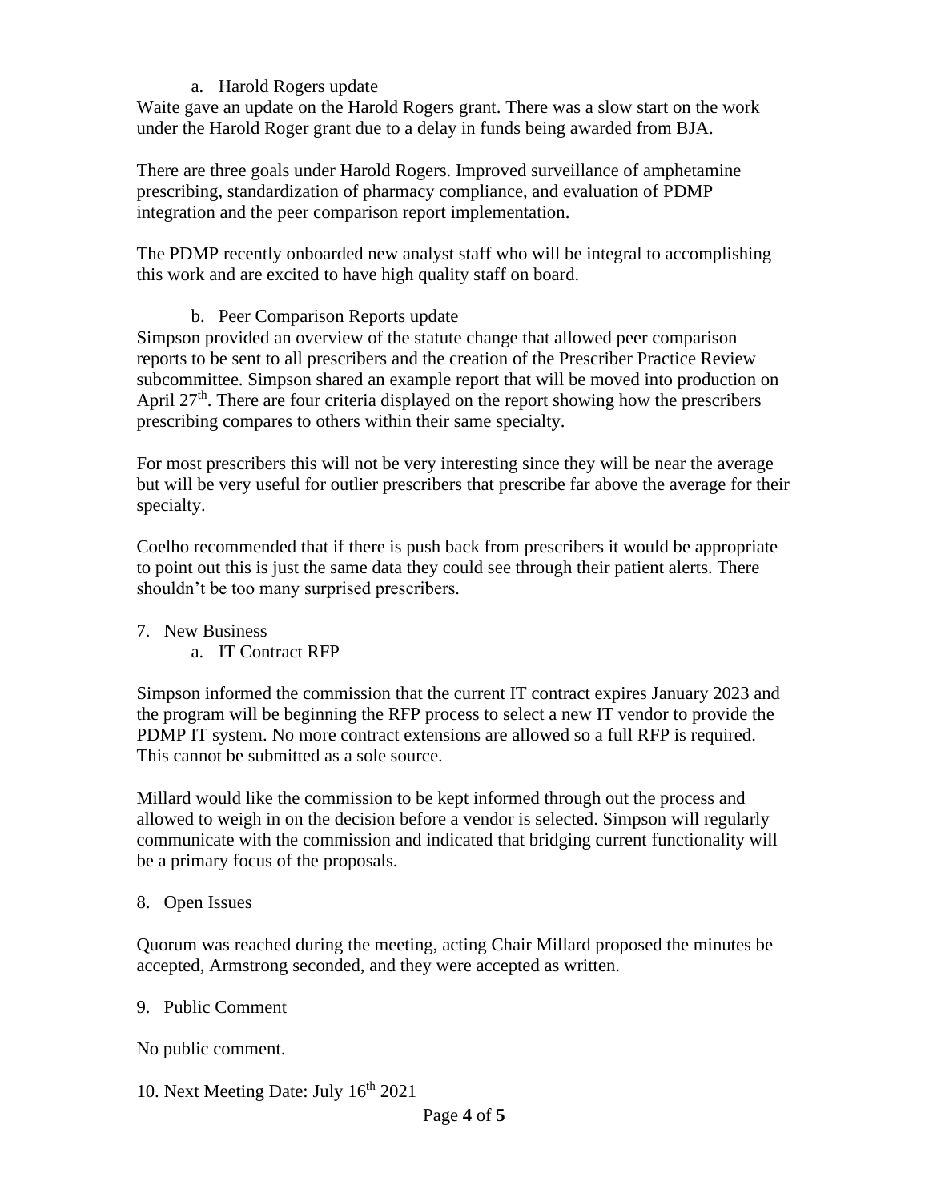a. Harold Rogers update

Waite gave an update on the Harold Rogers grant. There was a slow start on the work under the Harold Roger grant due to a delay in funds being awarded from BJA.

There are three goals under Harold Rogers. Improved surveillance of amphetamine prescribing, standardization of pharmacy compliance, and evaluation of PDMP integration and the peer comparison report implementation.

The PDMP recently onboarded new analyst staff who will be integral to accomplishing this work and are excited to have high quality staff on board.

b. Peer Comparison Reports update

Simpson provided an overview of the statute change that allowed peer comparison reports to be sent to all prescribers and the creation of the Prescriber Practice Review subcommittee. Simpson shared an example report that will be moved into production on April 27th. There are four criteria displayed on the report showing how the prescribers prescribing compares to others within their same specialty.

For most prescribers this will not be very interesting since they will be near the average but will be very useful for outlier prescribers that prescribe far above the average for their specialty.

Coelho recommended that if there is push back from prescribers it would be appropriate to point out this is just the same data they could see through their patient alerts. There shouldn't be too many surprised prescribers.

7. New Business
   a. IT Contract RFP

Simpson informed the commission that the current IT contract expires January 2023 and the program will be beginning the RFP process to select a new IT vendor to provide the PDMP IT system. No more contract extensions are allowed so a full RFP is required. This cannot be submitted as a sole source.

Millard would like the commission to be kept informed through out the process and allowed to weigh in on the decision before a vendor is selected. Simpson will regularly communicate with the commission and indicated that bridging current functionality will be a primary focus of the proposals.

8. Open Issues

Quorum was reached during the meeting, acting Chair Millard proposed the minutes be accepted, Armstrong seconded, and they were accepted as written.

9. Public Comment

No public comment.

10. Next Meeting Date: July 16th 2021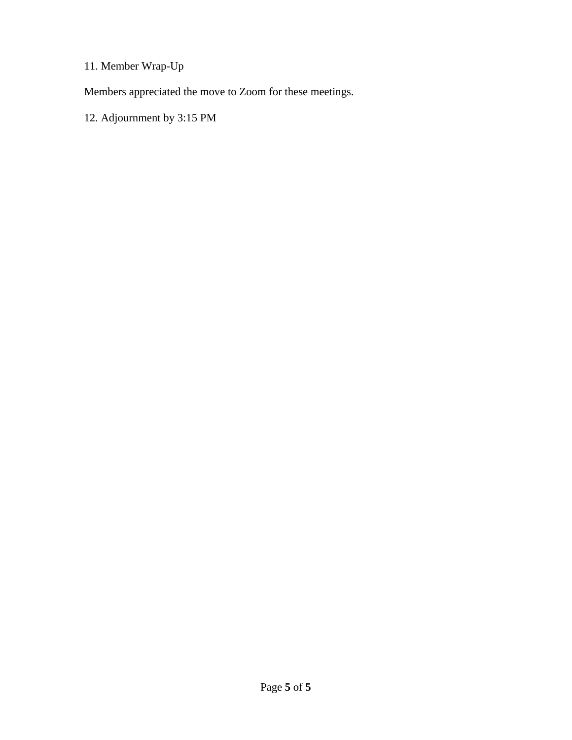11. Member Wrap-Up

Members appreciated the move to Zoom for these meetings.

12. Adjournment by 3:15 PM